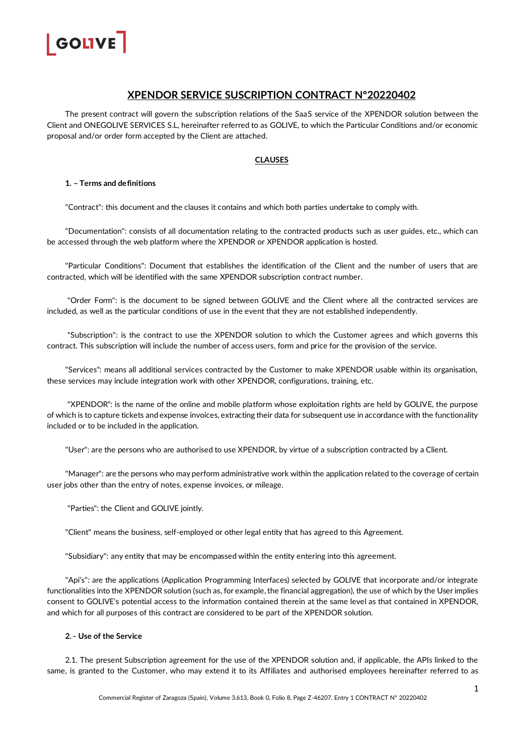# XPENDOR SERVICE SUSCRIPTION CONTRACT N°20220402

The present contract will govern the subscription relations of the SaaS service of the XPENDOR solution between the Client and ONEGOLIVE SERVICES S.L, hereinafter referred to as GOLIVE, to which the Particular Conditions and/or economic proposal and/or order form accepted by the Client are attached.

## CLAUSES

### 1. – Terms and definitions

"Contract": this document and the clauses it contains and which both parties undertake to comply with.

"Documentation": consists of all documentation relating to the contracted products such as user guides, etc., which can be accessed through the web platform where the XPENDOR or XPENDOR application is hosted.

"Particular Conditions": Document that establishes the identification of the Client and the number of users that are contracted, which will be identified with the same XPENDOR subscription contract number.

"Order Form": is the document to be signed between GOLIVE and the Client where all the contracted services are included, as well as the particular conditions of use in the event that they are not established independently.

"Subscription": is the contract to use the XPENDOR solution to which the Customer agrees and which governs this contract. This subscription will include the number of access users, form and price for the provision of the service.

"Services": means all additional services contracted by the Customer to make XPENDOR usable within its organisation, these services may include integration work with other XPENDOR, configurations, training, etc.

"XPENDOR": is the name of the online and mobile platform whose exploitation rights are held by GOLIVE, the purpose of which is to capture tickets and expense invoices, extracting their data for subsequent use in accordance with the functionality included or to be included in the application.

"User": are the persons who are authorised to use XPENDOR, by virtue of a subscription contracted by a Client.

"Manager": are the persons who may perform administrative work within the application related to the coverage of certain user jobs other than the entry of notes, expense invoices, or mileage.

"Parties": the Client and GOLIVE jointly.

"Client" means the business, self-employed or other legal entity that has agreed to this Agreement.

"Subsidiary": any entity that may be encompassed within the entity entering into this agreement.

"Api's": are the applications (Application Programming Interfaces) selected by GOLIVE that incorporate and/or integrate functionalities into the XPENDOR solution (such as, for example, the financial aggregation), the use of which by the User implies consent to GOLIVE's potential access to the information contained therein at the same level as that contained in XPENDOR, and which for all purposes of this contract are considered to be part of the XPENDOR solution.

### 2. - Use of the Service

2.1. The present Subscription agreement for the use of the XPENDOR solution and, if applicable, the APIs linked to the same, is granted to the Customer, who may extend it to its Affiliates and authorised employees hereinafter referred to as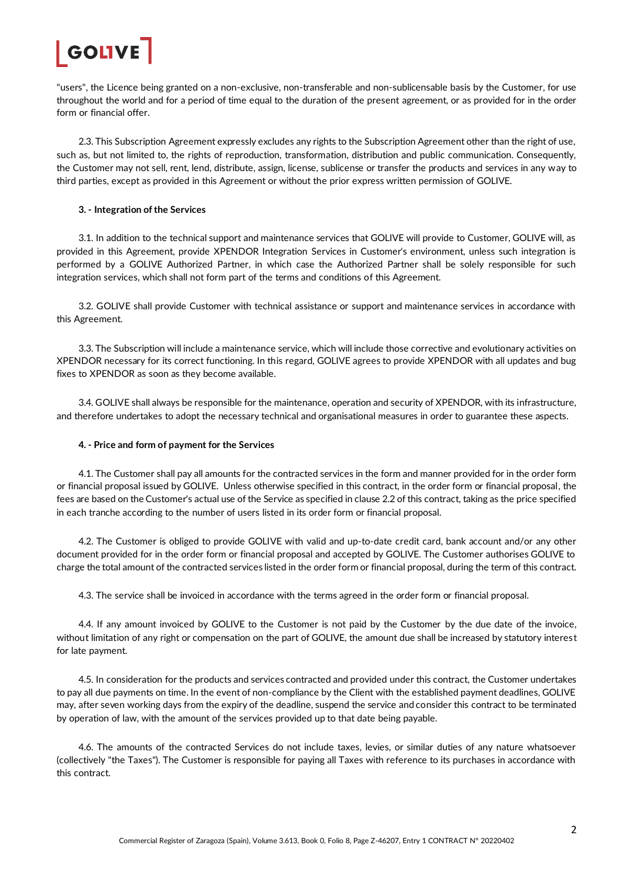"users", the Licence being granted on a non-exclusive, non-transferable and non-sublicensable basis by the Customer, for use throughout the world and for a period of time equal to the duration of the present agreement, or as provided for in the order form or financial offer.

2.3. This Subscription Agreement expressly excludes any rights to the Subscription Agreement other than the right of use, such as, but not limited to, the rights of reproduction, transformation, distribution and public communication. Consequently, the Customer may not sell, rent, lend, distribute, assign, license, sublicense or transfer the products and services in any way to third parties, except as provided in this Agreement or without the prior express written permission of GOLIVE.

**3. - Integration of the Services**

3.1. In addition to the technical support and maintenance services that GOLIVE will provide to Customer, GOLIVE will, as provided in this Agreement, provide XPENDOR Integration Services in Customer's environment, unless such integration is performed by a GOLIVE Authorized Partner, in which case the Authorized Partner shall be solely responsible for such integration services, which shall not form part of the terms and conditions of this Agreement.

3.2. GOLIVE shall provide Customer with technical assistance or support and maintenance services in accordance with this Agreement.

3.3. The Subscription will include a maintenance service, which will include those corrective and evolutionary activities on XPENDOR necessary for its correct functioning. In this regard, GOLIVE agrees to provide XPENDOR with all updates and bug fixes to XPENDOR as soon as they become available.

3.4. GOLIVE shall always be responsible for the maintenance, operation and security of XPENDOR, with its infrastructure, and therefore undertakes to adopt the necessary technical and organisational measures in order to guarantee these aspects.

**4. - Price and form of payment for the Services**

4.1. The Customer shall pay all amounts for the contracted services in the form and manner provided for in the order form or financial proposal issued by GOLIVE. Unless otherwise specified in this contract, in the order form or financial proposal, the fees are based on the Customer's actual use of the Service as specified in clause 2.2 of this contract, taking as the price specified in each tranche according to the number of users listed in its order form or financial proposal.

4.2. The Customer is obliged to provide GOLIVE with valid and up-to-date credit card, bank account and/or any other document provided for in the order form or financial proposal and accepted by GOLIVE. The Customer authorises GOLIVE to charge the total amount of the contracted services listed in the order form or financial proposal, during the term of this contract.

4.3. The service shall be invoiced in accordance with the terms agreed in the order form or financial proposal.

4.4. If any amount invoiced by GOLIVE to the Customer is not paid by the Customer by the due date of the invoice, without limitation of any right or compensation on the part of GOLIVE, the amount due shall be increased by statutory interest for late payment.

4.5. In consideration for the products and services contracted and provided under this contract, the Customer undertakes to pay all due payments on time. In the event of non-compliance by the Client with the established payment deadlines, GOLIVE may, after seven working days from the expiry of the deadline, suspend the service and consider this contract to be terminated by operation of law, with the amount of the services provided up to that date being payable.

4.6. The amounts of the contracted Services do not include taxes, levies, or similar duties of any nature whatsoever (collectively "the Taxes"). The Customer is responsible for paying all Taxes with reference to its purchases in accordance with this contract.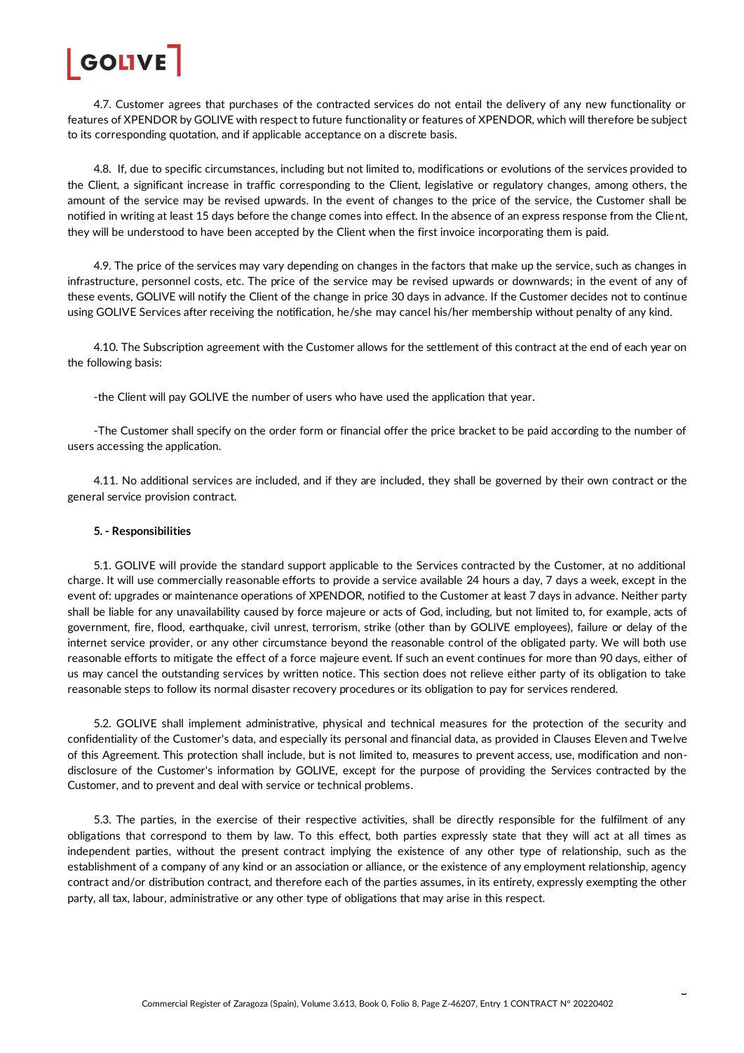4.7. Customer agrees that purchases of the contracted services do not entail the delivery of any new functionality or features of XPENDOR by GOLIVE with respect to future functionality or features of XPENDOR, which will therefore be subject to its corresponding quotation, and if applicable acceptance on a discrete basis.

4.8. If, due to specific circumstances, including but not limited to, modifications or evolutions of the services provided to the Client, a significant increase in traffic corresponding to the Client, legislative or regulatory changes, among others, the amount of the service may be revised upwards. In the event of changes to the price of the service, the Customer shall be notified in writing at least 15 days before the change comes into effect. In the absence of an express response from the Client, they will be understood to have been accepted by the Client when the first invoice incorporating them is paid.

4.9. The price of the services may vary depending on changes in the factors that make up the service, such as changes in infrastructure, personnel costs, etc. The price of the service may be revised upwards or downwards; in the event of any of these events, GOLIVE will notify the Client of the change in price 30 days in advance. If the Customer decides not to continue using GOLIVE Services after receiving the notification, he/she may cancel his/her membership without penalty of any kind.

4.10. The Subscription agreement with the Customer allows for the settlement of this contract at the end of each year on the following basis:

-the Client will pay GOLIVE the number of users who have used the application that year.

-The Customer shall specify on the order form or financial offer the price bracket to be paid according to the number of users accessing the application.

4.11. No additional services are included, and if they are included, they shall be governed by their own contract or the general service provision contract.

**5. - Responsibilities**

5.1. GOLIVE will provide the standard support applicable to the Services contracted by the Customer, at no additional charge. It will use commercially reasonable efforts to provide a service available 24 hours a day, 7 days a week, except in the event of: upgrades or maintenance operations of XPENDOR, notified to the Customer at least 7 days in advance. Neither party shall be liable for any unavailability caused by force majeure or acts of God, including, but not limited to, for example, acts of government, fire, flood, earthquake, civil unrest, terrorism, strike (other than by GOLIVE employees), failure or delay of the internet service provider, or any other circumstance beyond the reasonable control of the obligated party. We will both use reasonable efforts to mitigate the effect of a force majeure event. If such an event continues for more than 90 days, either of us may cancel the outstanding services by written notice. This section does not relieve either party of its obligation to take reasonable steps to follow its normal disaster recovery procedures or its obligation to pay for services rendered.

5.2. GOLIVE shall implement administrative, physical and technical measures for the protection of the security and confidentiality of the Customer's data, and especially its personal and financial data, as provided in Clauses Eleven and Twelve of this Agreement. This protection shall include, but is not limited to, measures to prevent access, use, modification and non-disclosure of the Customer's information by GOLIVE, except for the purpose of providing the Services contracted by the Customer, and to prevent and deal with service or technical problems.

5.3. The parties, in the exercise of their respective activities, shall be directly responsible for the fulfilment of any obligations that correspond to them by law. To this effect, both parties expressly state that they will act at all times as independent parties, without the present contract implying the existence of any other type of relationship, such as the establishment of a company of any kind or an association or alliance, or the existence of any employment relationship, agency contract and/or distribution contract, and therefore each of the parties assumes, in its entirety, expressly exempting the other party, all tax, labour, administrative or any other type of obligations that may arise in this respect.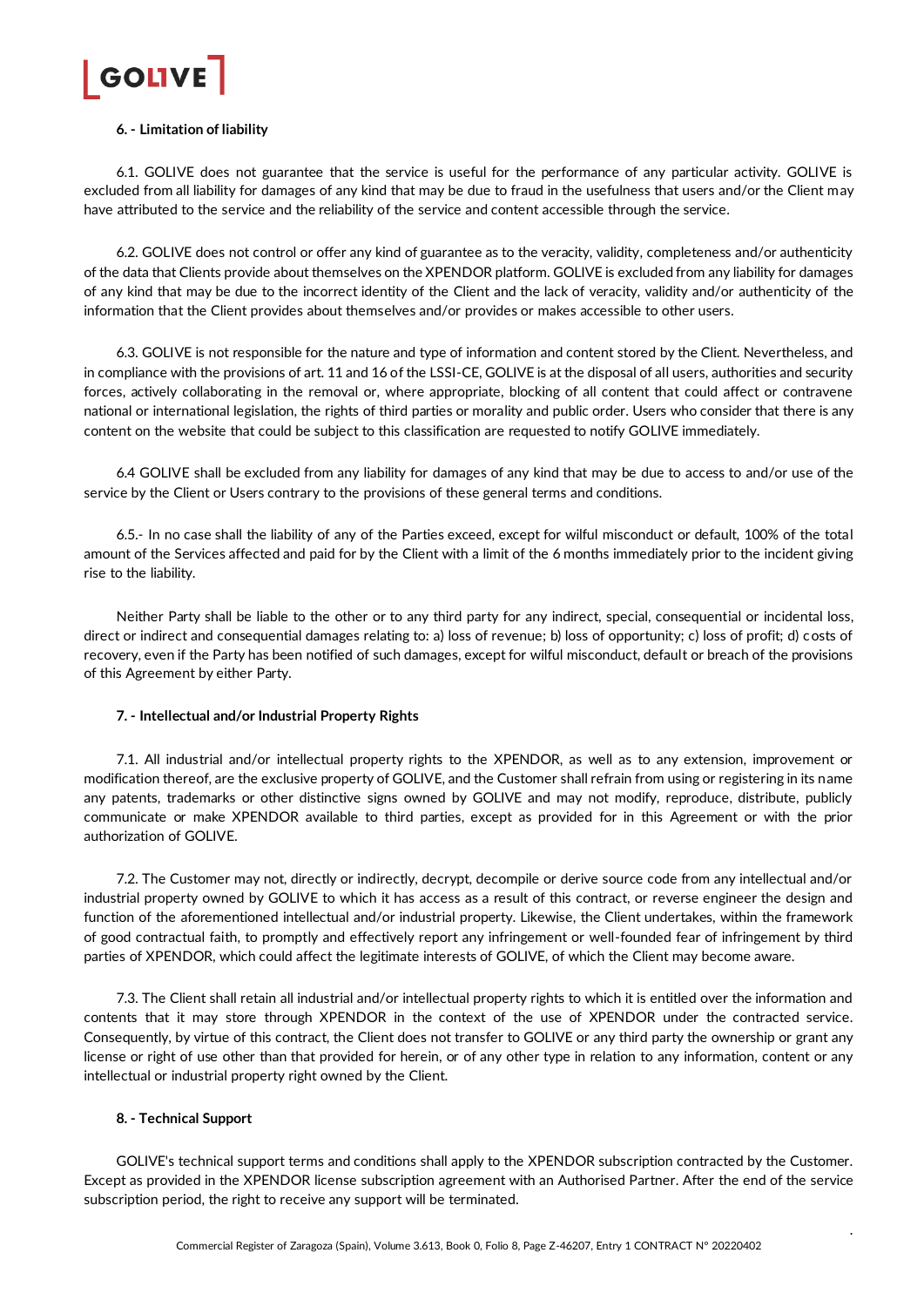### 6. - Limitation of liability

6.1. GOLIVE does not guarantee that the service is useful for the performance of any particular activity. GOLIVE is excluded from all liability for damages of any kind that may be due to fraud in the usefulness that users and/or the Client may have attributed to the service and the reliability of the service and content accessible through the service.

6.2. GOLIVE does not control or offer any kind of guarantee as to the veracity, validity, completeness and/or authenticity of the data that Clients provide about themselves on the XPENDOR platform. GOLIVE is excluded from any liability for damages of any kind that may be due to the incorrect identity of the Client and the lack of veracity, validity and/or authenticity of the information that the Client provides about themselves and/or provides or makes accessible to other users.

6.3. GOLIVE is not responsible for the nature and type of information and content stored by the Client. Nevertheless, and in compliance with the provisions of art. 11 and 16 of the LSSI-CE, GOLIVE is at the disposal of all users, authorities and security forces, actively collaborating in the removal or, where appropriate, blocking of all content that could affect or contravene national or international legislation, the rights of third parties or morality and public order. Users who consider that there is any content on the website that could be subject to this classification are requested to notify GOLIVE immediately.

6.4 GOLIVE shall be excluded from any liability for damages of any kind that may be due to access to and/or use of the service by the Client or Users contrary to the provisions of these general terms and conditions.

6.5.- In no case shall the liability of any of the Parties exceed, except for wilful misconduct or default, 100% of the total amount of the Services affected and paid for by the Client with a limit of the 6 months immediately prior to the incident giving rise to the liability.

Neither Party shall be liable to the other or to any third party for any indirect, special, consequential or incidental loss, direct or indirect and consequential damages relating to: a) loss of revenue; b) loss of opportunity; c) loss of profit; d) costs of recovery, even if the Party has been notified of such damages, except for wilful misconduct, default or breach of the provisions of this Agreement by either Party.

### 7. - Intellectual and/or Industrial Property Rights

7.1. All industrial and/or intellectual property rights to the XPENDOR, as well as to any extension, improvement or modification thereof, are the exclusive property of GOLIVE, and the Customer shall refrain from using or registering in its name any patents, trademarks or other distinctive signs owned by GOLIVE and may not modify, reproduce, distribute, publicly communicate or make XPENDOR available to third parties, except as provided for in this Agreement or with the prior authorization of GOLIVE.

7.2. The Customer may not, directly or indirectly, decrypt, decompile or derive source code from any intellectual and/or industrial property owned by GOLIVE to which it has access as a result of this contract, or reverse engineer the design and function of the aforementioned intellectual and/or industrial property. Likewise, the Client undertakes, within the framework of good contractual faith, to promptly and effectively report any infringement or well-founded fear of infringement by third parties of XPENDOR, which could affect the legitimate interests of GOLIVE, of which the Client may become aware.

7.3. The Client shall retain all industrial and/or intellectual property rights to which it is entitled over the information and contents that it may store through XPENDOR in the context of the use of XPENDOR under the contracted service. Consequently, by virtue of this contract, the Client does not transfer to GOLIVE or any third party the ownership or grant any license or right of use other than that provided for herein, or of any other type in relation to any information, content or any intellectual or industrial property right owned by the Client.

### 8. - Technical Support

GOLIVE's technical support terms and conditions shall apply to the XPENDOR subscription contracted by the Customer. Except as provided in the XPENDOR license subscription agreement with an Authorised Partner. After the end of the service subscription period, the right to receive any support will be terminated.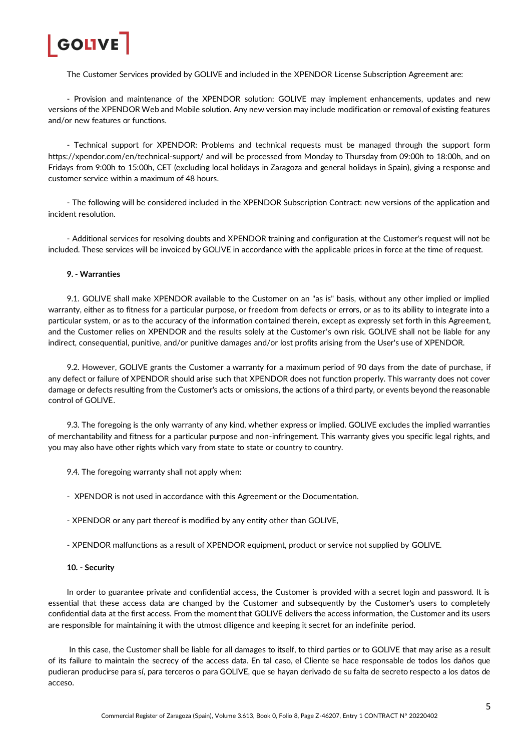The Customer Services provided by GOLIVE and included in the XPENDOR License Subscription Agreement are:

- Provision and maintenance of the XPENDOR solution: GOLIVE may implement enhancements, updates and new versions of the XPENDOR Web and Mobile solution. Any new version may include modification or removal of existing features and/or new features or functions.

- Technical support for XPENDOR: Problems and technical requests must be managed through the support form https://xpendor.com/en/technical-support/ and will be processed from Monday to Thursday from 09:00h to 18:00h, and on Fridays from 9:00h to 15:00h, CET (excluding local holidays in Zaragoza and general holidays in Spain), giving a response and customer service within a maximum of 48 hours.

- The following will be considered included in the XPENDOR Subscription Contract: new versions of the application and incident resolution.

- Additional services for resolving doubts and XPENDOR training and configuration at the Customer's request will not be included. These services will be invoiced by GOLIVE in accordance with the applicable prices in force at the time of request.

**9. - Warranties**

9.1. GOLIVE shall make XPENDOR available to the Customer on an "as is" basis, without any other implied or implied warranty, either as to fitness for a particular purpose, or freedom from defects or errors, or as to its ability to integrate into a particular system, or as to the accuracy of the information contained therein, except as expressly set forth in this Agreement, and the Customer relies on XPENDOR and the results solely at the Customer's own risk. GOLIVE shall not be liable for any indirect, consequential, punitive, and/or punitive damages and/or lost profits arising from the User's use of XPENDOR.

9.2. However, GOLIVE grants the Customer a warranty for a maximum period of 90 days from the date of purchase, if any defect or failure of XPENDOR should arise such that XPENDOR does not function properly. This warranty does not cover damage or defects resulting from the Customer's acts or omissions, the actions of a third party, or events beyond the reasonable control of GOLIVE.

9.3. The foregoing is the only warranty of any kind, whether express or implied. GOLIVE excludes the implied warranties of merchantability and fitness for a particular purpose and non-infringement. This warranty gives you specific legal rights, and you may also have other rights which vary from state to state or country to country.

9.4. The foregoing warranty shall not apply when:

- XPENDOR is not used in accordance with this Agreement or the Documentation.

- XPENDOR or any part thereof is modified by any entity other than GOLIVE,

- XPENDOR malfunctions as a result of XPENDOR equipment, product or service not supplied by GOLIVE.

**10. - Security**

In order to guarantee private and confidential access, the Customer is provided with a secret login and password. It is essential that these access data are changed by the Customer and subsequently by the Customer's users to completely confidential data at the first access. From the moment that GOLIVE delivers the access information, the Customer and its users are responsible for maintaining it with the utmost diligence and keeping it secret for an indefinite period.

In this case, the Customer shall be liable for all damages to itself, to third parties or to GOLIVE that may arise as a result of its failure to maintain the secrecy of the access data. En tal caso, el Cliente se hace responsable de todos los daños que pudieran producirse para sí, para terceros o para GOLIVE, que se hayan derivado de su falta de secreto respecto a los datos de acceso.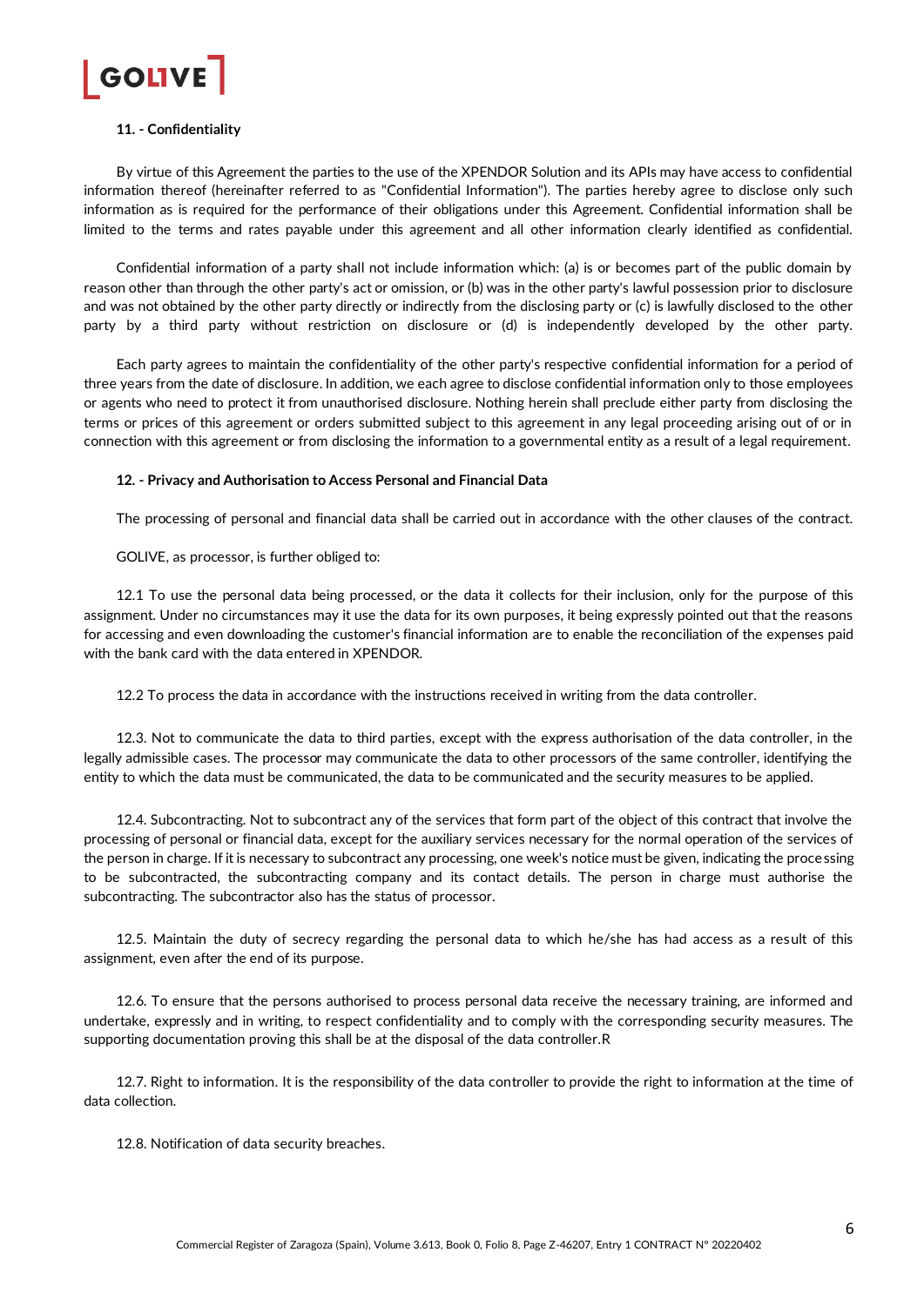**11. - Confidentiality**

By virtue of this Agreement the parties to the use of the XPENDOR Solution and its APIs may have access to confidential information thereof (hereinafter referred to as "Confidential Information"). The parties hereby agree to disclose only such information as is required for the performance of their obligations under this Agreement. Confidential information shall be limited to the terms and rates payable under this agreement and all other information clearly identified as confidential.

Confidential information of a party shall not include information which: (a) is or becomes part of the public domain by reason other than through the other party's act or omission, or (b) was in the other party's lawful possession prior to disclosure and was not obtained by the other party directly or indirectly from the disclosing party or (c) is lawfully disclosed to the other party by a third party without restriction on disclosure or (d) is independently developed by the other party.

Each party agrees to maintain the confidentiality of the other party's respective confidential information for a period of three years from the date of disclosure. In addition, we each agree to disclose confidential information only to those employees or agents who need to protect it from unauthorised disclosure. Nothing herein shall preclude either party from disclosing the terms or prices of this agreement or orders submitted subject to this agreement in any legal proceeding arising out of or in connection with this agreement or from disclosing the information to a governmental entity as a result of a legal requirement.

**12. - Privacy and Authorisation to Access Personal and Financial Data**

The processing of personal and financial data shall be carried out in accordance with the other clauses of the contract.

GOLIVE, as processor, is further obliged to:

12.1 To use the personal data being processed, or the data it collects for their inclusion, only for the purpose of this assignment. Under no circumstances may it use the data for its own purposes, it being expressly pointed out that the reasons for accessing and even downloading the customer's financial information are to enable the reconciliation of the expenses paid with the bank card with the data entered in XPENDOR.

12.2 To process the data in accordance with the instructions received in writing from the data controller.

12.3. Not to communicate the data to third parties, except with the express authorisation of the data controller, in the legally admissible cases. The processor may communicate the data to other processors of the same controller, identifying the entity to which the data must be communicated, the data to be communicated and the security measures to be applied.

12.4. Subcontracting. Not to subcontract any of the services that form part of the object of this contract that involve the processing of personal or financial data, except for the auxiliary services necessary for the normal operation of the services of the person in charge. If it is necessary to subcontract any processing, one week's notice must be given, indicating the processing to be subcontracted, the subcontracting company and its contact details. The person in charge must authorise the subcontracting. The subcontractor also has the status of processor.

12.5. Maintain the duty of secrecy regarding the personal data to which he/she has had access as a result of this assignment, even after the end of its purpose.

12.6. To ensure that the persons authorised to process personal data receive the necessary training, are informed and undertake, expressly and in writing, to respect confidentiality and to comply with the corresponding security measures. The supporting documentation proving this shall be at the disposal of the data controller.R

12.7. Right to information. It is the responsibility of the data controller to provide the right to information at the time of data collection.

12.8. Notification of data security breaches.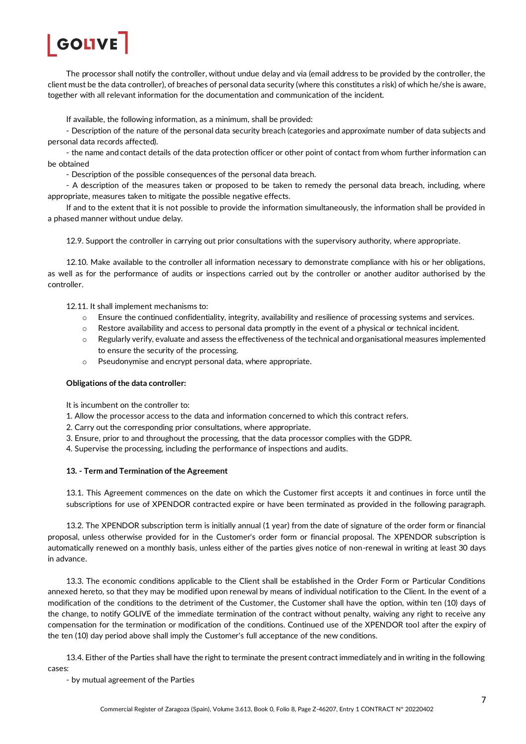The processor shall notify the controller, without undue delay and via (email address to be provided by the controller, the client must be the data controller), of breaches of personal data security (where this constitutes a risk) of which he/she is aware, together with all relevant information for the documentation and communication of the incident.

If available, the following information, as a minimum, shall be provided:

- Description of the nature of the personal data security breach (categories and approximate number of data subjects and personal data records affected).
- the name and contact details of the data protection officer or other point of contact from whom further information can be obtained
- Description of the possible consequences of the personal data breach.
- A description of the measures taken or proposed to be taken to remedy the personal data breach, including, where appropriate, measures taken to mitigate the possible negative effects.

If and to the extent that it is not possible to provide the information simultaneously, the information shall be provided in a phased manner without undue delay.

12.9. Support the controller in carrying out prior consultations with the supervisory authority, where appropriate.

12.10. Make available to the controller all information necessary to demonstrate compliance with his or her obligations, as well as for the performance of audits or inspections carried out by the controller or another auditor authorised by the controller.

12.11. It shall implement mechanisms to:

- Ensure the continued confidentiality, integrity, availability and resilience of processing systems and services.
- Restore availability and access to personal data promptly in the event of a physical or technical incident.
- Regularly verify, evaluate and assess the effectiveness of the technical and organisational measures implemented to ensure the security of the processing.
- Pseudonymise and encrypt personal data, where appropriate.

**Obligations of the data controller:**

It is incumbent on the controller to:

1. Allow the processor access to the data and information concerned to which this contract refers.
2. Carry out the corresponding prior consultations, where appropriate.
3. Ensure, prior to and throughout the processing, that the data processor complies with the GDPR.
4. Supervise the processing, including the performance of inspections and audits.

**13. - Term and Termination of the Agreement**

13.1. This Agreement commences on the date on which the Customer first accepts it and continues in force until the subscriptions for use of XPENDOR contracted expire or have been terminated as provided in the following paragraph.

13.2. The XPENDOR subscription term is initially annual (1 year) from the date of signature of the order form or financial proposal, unless otherwise provided for in the Customer's order form or financial proposal. The XPENDOR subscription is automatically renewed on a monthly basis, unless either of the parties gives notice of non-renewal in writing at least 30 days in advance.

13.3. The economic conditions applicable to the Client shall be established in the Order Form or Particular Conditions annexed hereto, so that they may be modified upon renewal by means of individual notification to the Client. In the event of a modification of the conditions to the detriment of the Customer, the Customer shall have the option, within ten (10) days of the change, to notify GOLIVE of the immediate termination of the contract without penalty, waiving any right to receive any compensation for the termination or modification of the conditions. Continued use of the XPENDOR tool after the expiry of the ten (10) day period above shall imply the Customer's full acceptance of the new conditions.

13.4. Either of the Parties shall have the right to terminate the present contract immediately and in writing in the following cases:

- by mutual agreement of the Parties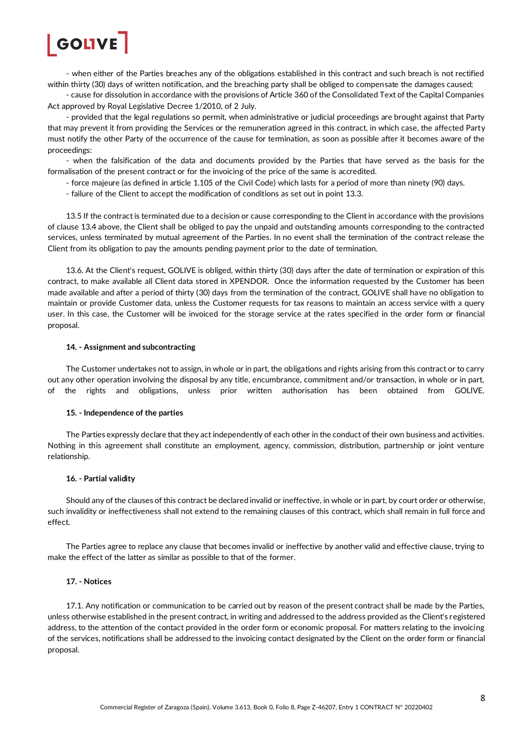- when either of the Parties breaches any of the obligations established in this contract and such breach is not rectified within thirty (30) days of written notification, and the breaching party shall be obliged to compensate the damages caused;

- cause for dissolution in accordance with the provisions of Article 360 of the Consolidated Text of the Capital Companies Act approved by Royal Legislative Decree 1/2010, of 2 July.

- provided that the legal regulations so permit, when administrative or judicial proceedings are brought against that Party that may prevent it from providing the Services or the remuneration agreed in this contract, in which case, the affected Party must notify the other Party of the occurrence of the cause for termination, as soon as possible after it becomes aware of the proceedings:

- when the falsification of the data and documents provided by the Parties that have served as the basis for the formalisation of the present contract or for the invoicing of the price of the same is accredited.

- force majeure (as defined in article 1.105 of the Civil Code) which lasts for a period of more than ninety (90) days.

- failure of the Client to accept the modification of conditions as set out in point 13.3.

13.5 If the contract is terminated due to a decision or cause corresponding to the Client in accordance with the provisions of clause 13.4 above, the Client shall be obliged to pay the unpaid and outstanding amounts corresponding to the contracted services, unless terminated by mutual agreement of the Parties. In no event shall the termination of the contract release the Client from its obligation to pay the amounts pending payment prior to the date of termination.

13.6. At the Client's request, GOLIVE is obliged, within thirty (30) days after the date of termination or expiration of this contract, to make available all Client data stored in XPENDOR. Once the information requested by the Customer has been made available and after a period of thirty (30) days from the termination of the contract, GOLIVE shall have no obligation to maintain or provide Customer data, unless the Customer requests for tax reasons to maintain an access service with a query user. In this case, the Customer will be invoiced for the storage service at the rates specified in the order form or financial proposal.

**14. - Assignment and subcontracting**

The Customer undertakes not to assign, in whole or in part, the obligations and rights arising from this contract or to carry out any other operation involving the disposal by any title, encumbrance, commitment and/or transaction, in whole or in part, of the rights and obligations, unless prior written authorisation has been obtained from GOLIVE.

**15. - Independence of the parties**

The Parties expressly declare that they act independently of each other in the conduct of their own business and activities. Nothing in this agreement shall constitute an employment, agency, commission, distribution, partnership or joint venture relationship.

**16. - Partial validity**

Should any of the clauses of this contract be declared invalid or ineffective, in whole or in part, by court order or otherwise, such invalidity or ineffectiveness shall not extend to the remaining clauses of this contract, which shall remain in full force and effect.

The Parties agree to replace any clause that becomes invalid or ineffective by another valid and effective clause, trying to make the effect of the latter as similar as possible to that of the former.

**17. - Notices**

17.1. Any notification or communication to be carried out by reason of the present contract shall be made by the Parties, unless otherwise established in the present contract, in writing and addressed to the address provided as the Client's registered address, to the attention of the contact provided in the order form or economic proposal. For matters relating to the invoicing of the services, notifications shall be addressed to the invoicing contact designated by the Client on the order form or financial proposal.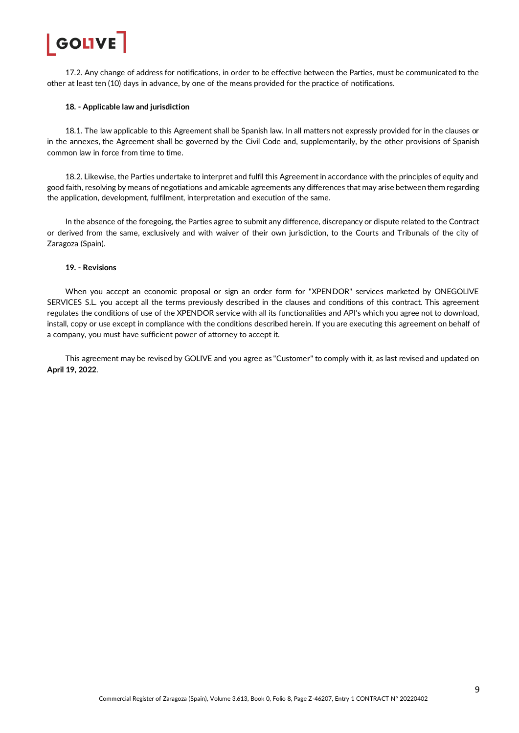17.2. Any change of address for notifications, in order to be effective between the Parties, must be communicated to the other at least ten (10) days in advance, by one of the means provided for the practice of notifications.

**18. - Applicable law and jurisdiction**

18.1. The law applicable to this Agreement shall be Spanish law. In all matters not expressly provided for in the clauses or in the annexes, the Agreement shall be governed by the Civil Code and, supplementarily, by the other provisions of Spanish common law in force from time to time.

18.2. Likewise, the Parties undertake to interpret and fulfil this Agreement in accordance with the principles of equity and good faith, resolving by means of negotiations and amicable agreements any differences that may arise between them regarding the application, development, fulfilment, interpretation and execution of the same.

In the absence of the foregoing, the Parties agree to submit any difference, discrepancy or dispute related to the Contract or derived from the same, exclusively and with waiver of their own jurisdiction, to the Courts and Tribunals of the city of Zaragoza (Spain).

**19. - Revisions**

When you accept an economic proposal or sign an order form for "XPENDOR" services marketed by ONEGOLIVE SERVICES S.L. you accept all the terms previously described in the clauses and conditions of this contract. This agreement regulates the conditions of use of the XPENDOR service with all its functionalities and API's which you agree not to download, install, copy or use except in compliance with the conditions described herein. If you are executing this agreement on behalf of a company, you must have sufficient power of attorney to accept it.

This agreement may be revised by GOLIVE and you agree as "Customer" to comply with it, as last revised and updated on **April 19, 2022**.